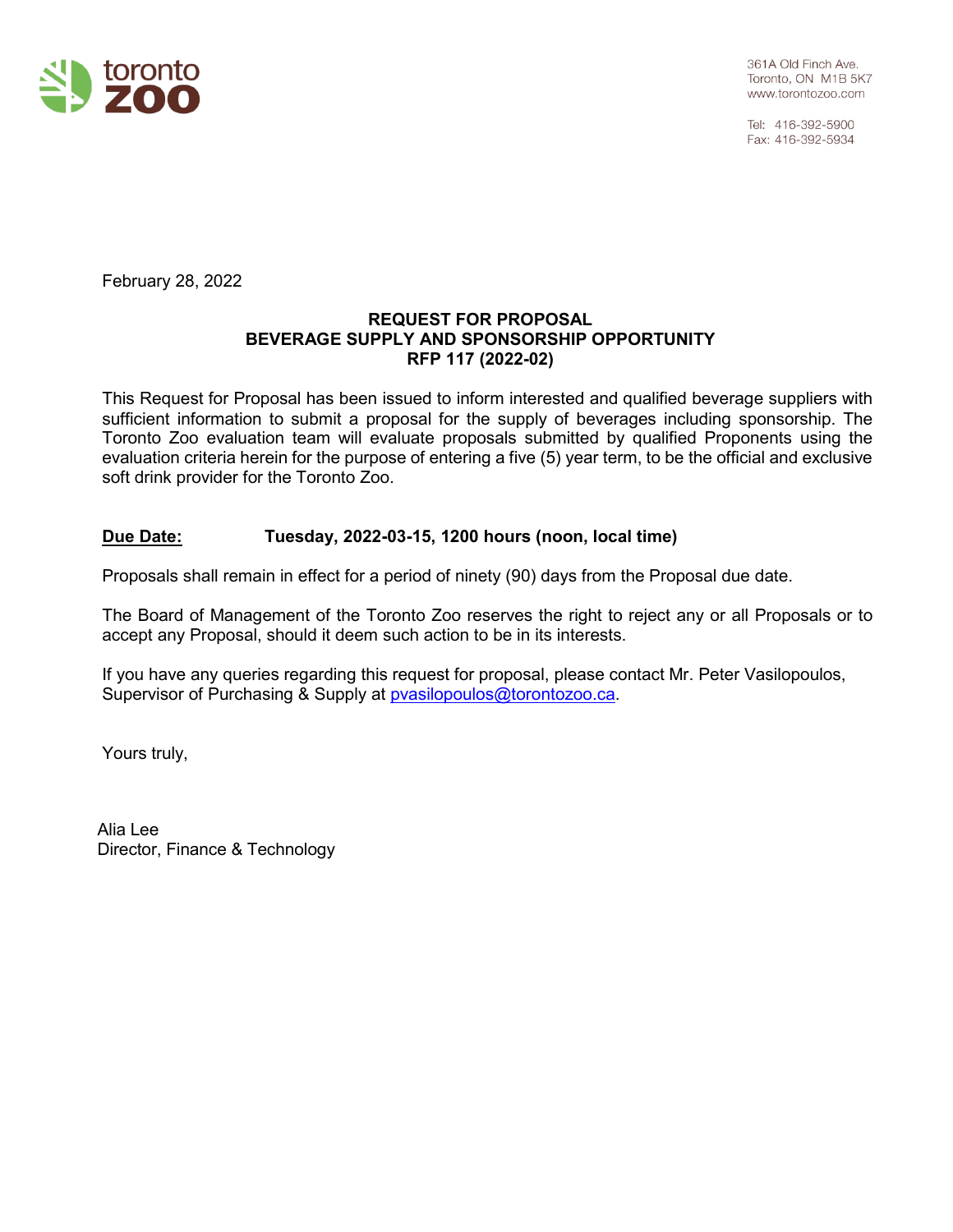toronto zoo

361A Old Finch Ave.
Toronto, ON M1B 5K7
www.torontozoo.com

Tel: 416-392-5900
Fax: 416-392-5934

February 28, 2022

**REQUEST FOR PROPOSAL**
**BEVERAGE SUPPLY AND SPONSORSHIP OPPORTUNITY**
**RFP 117 (2022-02)**

This Request for Proposal has been issued to inform interested and qualified beverage suppliers with sufficient information to submit a proposal for the supply of beverages including sponsorship. The Toronto Zoo evaluation team will evaluate proposals submitted by qualified Proponents using the evaluation criteria herein for the purpose of entering a five (5) year term, to be the official and exclusive soft drink provider for the Toronto Zoo.

**Due Date:** **Tuesday, 2022-03-15, 1200 hours (noon, local time)**

Proposals shall remain in effect for a period of ninety (90) days from the Proposal due date.

The Board of Management of the Toronto Zoo reserves the right to reject any or all Proposals or to accept any Proposal, should it deem such action to be in its interests.

If you have any queries regarding this request for proposal, please contact Mr. Peter Vasilopoulos, Supervisor of Purchasing & Supply at pvasilopoulos@torontozoo.ca.

Yours truly,

Alia Lee
Director, Finance & Technology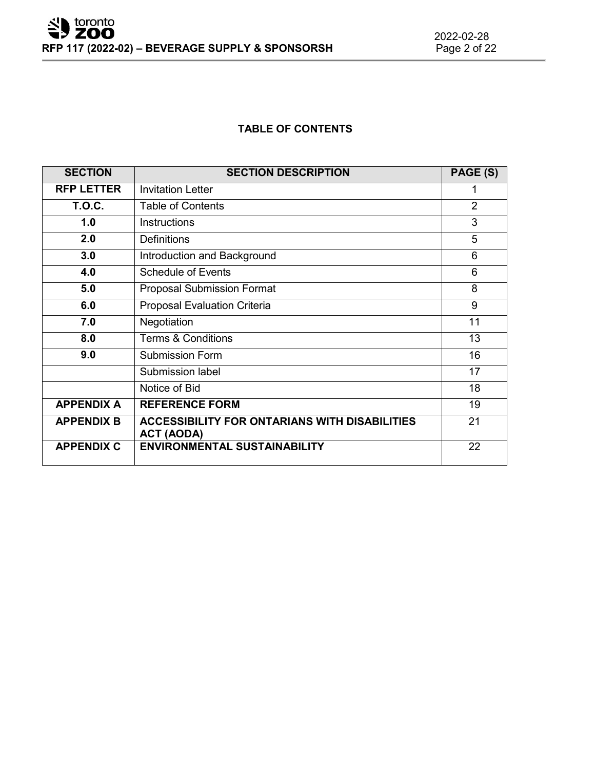**TABLE OF CONTENTS**

| SECTION | SECTION DESCRIPTION | PAGE (S) |
|---|---|---|
| **RFP LETTER** | Invitation Letter | 1 |
| **T.O.C.** | Table of Contents | 2 |
| **1.0** | Instructions | 3 |
| **2.0** | Definitions | 5 |
| **3.0** | Introduction and Background | 6 |
| **4.0** | Schedule of Events | 6 |
| **5.0** | Proposal Submission Format | 8 |
| **6.0** | Proposal Evaluation Criteria | 9 |
| **7.0** | Negotiation | 11 |
| **8.0** | Terms & Conditions | 13 |
| **9.0** | Submission Form | 16 |
| | Submission label | 17 |
| | Notice of Bid | 18 |
| **APPENDIX A** | **REFERENCE FORM** | 19 |
| **APPENDIX B** | **ACCESSIBILITY FOR ONTARIANS WITH DISABILITIES ACT (AODA)** | 21 |
| **APPENDIX C** | **ENVIRONMENTAL SUSTAINABILITY** | 22 |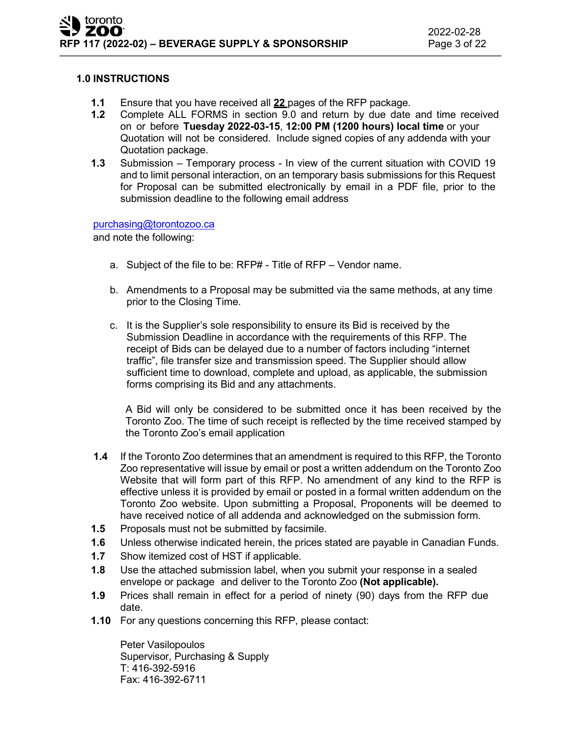## 1.0 INSTRUCTIONS

**1.1** Ensure that you have received all **22** pages of the RFP package.

**1.2** Complete ALL FORMS in section 9.0 and return by due date and time received on or before **Tuesday 2022-03-15**, **12:00 PM (1200 hours) local time** or your Quotation will not be considered. Include signed copies of any addenda with your Quotation package.

**1.3** Submission – Temporary process - In view of the current situation with COVID 19 and to limit personal interaction, on an temporary basis submissions for this Request for Proposal can be submitted electronically by email in a PDF file, prior to the submission deadline to the following email address

purchasing@torontozoo.ca
and note the following:

a. Subject of the file to be: RFP# - Title of RFP – Vendor name.

b. Amendments to a Proposal may be submitted via the same methods, at any time prior to the Closing Time.

c. It is the Supplier's sole responsibility to ensure its Bid is received by the Submission Deadline in accordance with the requirements of this RFP. The receipt of Bids can be delayed due to a number of factors including "internet traffic", file transfer size and transmission speed. The Supplier should allow sufficient time to download, complete and upload, as applicable, the submission forms comprising its Bid and any attachments.

A Bid will only be considered to be submitted once it has been received by the Toronto Zoo. The time of such receipt is reflected by the time received stamped by the Toronto Zoo's email application

**1.4** If the Toronto Zoo determines that an amendment is required to this RFP, the Toronto Zoo representative will issue by email or post a written addendum on the Toronto Zoo Website that will form part of this RFP. No amendment of any kind to the RFP is effective unless it is provided by email or posted in a formal written addendum on the Toronto Zoo website. Upon submitting a Proposal, Proponents will be deemed to have received notice of all addenda and acknowledged on the submission form.

**1.5** Proposals must not be submitted by facsimile.

**1.6** Unless otherwise indicated herein, the prices stated are payable in Canadian Funds.

**1.7** Show itemized cost of HST if applicable.

**1.8** Use the attached submission label, when you submit your response in a sealed envelope or package and deliver to the Toronto Zoo **(Not applicable).**

**1.9** Prices shall remain in effect for a period of ninety (90) days from the RFP due date.

**1.10** For any questions concerning this RFP, please contact:

Peter Vasilopoulos
Supervisor, Purchasing & Supply
T: 416-392-5916
Fax: 416-392-6711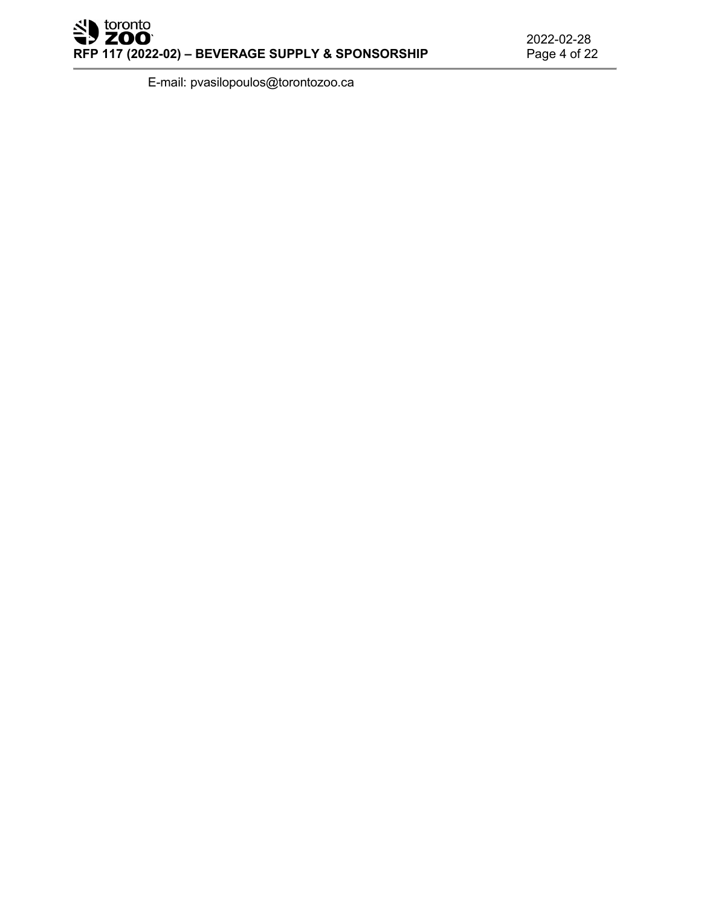E-mail: pvasilopoulos@torontozoo.ca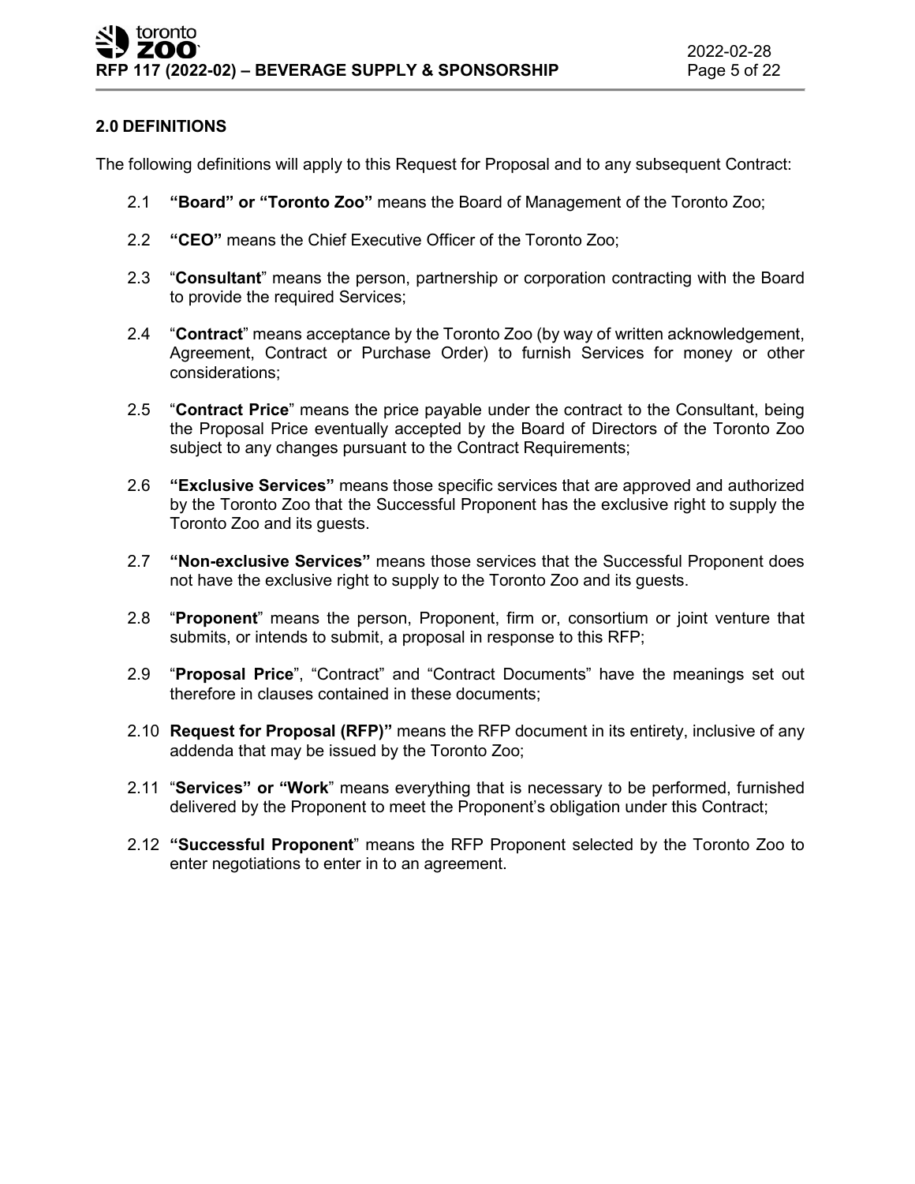## 2.0 DEFINITIONS

The following definitions will apply to this Request for Proposal and to any subsequent Contract:

2.1 **"Board" or "Toronto Zoo"** means the Board of Management of the Toronto Zoo;

2.2 **"CEO"** means the Chief Executive Officer of the Toronto Zoo;

2.3 "**Consultant**" means the person, partnership or corporation contracting with the Board to provide the required Services;

2.4 "**Contract**" means acceptance by the Toronto Zoo (by way of written acknowledgement, Agreement, Contract or Purchase Order) to furnish Services for money or other considerations;

2.5 "**Contract Price**" means the price payable under the contract to the Consultant, being the Proposal Price eventually accepted by the Board of Directors of the Toronto Zoo subject to any changes pursuant to the Contract Requirements;

2.6 **"Exclusive Services"** means those specific services that are approved and authorized by the Toronto Zoo that the Successful Proponent has the exclusive right to supply the Toronto Zoo and its guests.

2.7 **"Non-exclusive Services"** means those services that the Successful Proponent does not have the exclusive right to supply to the Toronto Zoo and its guests.

2.8 "**Proponent**" means the person, Proponent, firm or, consortium or joint venture that submits, or intends to submit, a proposal in response to this RFP;

2.9 "**Proposal Price**", "Contract" and "Contract Documents" have the meanings set out therefore in clauses contained in these documents;

2.10 **Request for Proposal (RFP)"** means the RFP document in its entirety, inclusive of any addenda that may be issued by the Toronto Zoo;

2.11 "**Services" or "Work**" means everything that is necessary to be performed, furnished delivered by the Proponent to meet the Proponent's obligation under this Contract;

2.12 **"Successful Proponent**" means the RFP Proponent selected by the Toronto Zoo to enter negotiations to enter in to an agreement.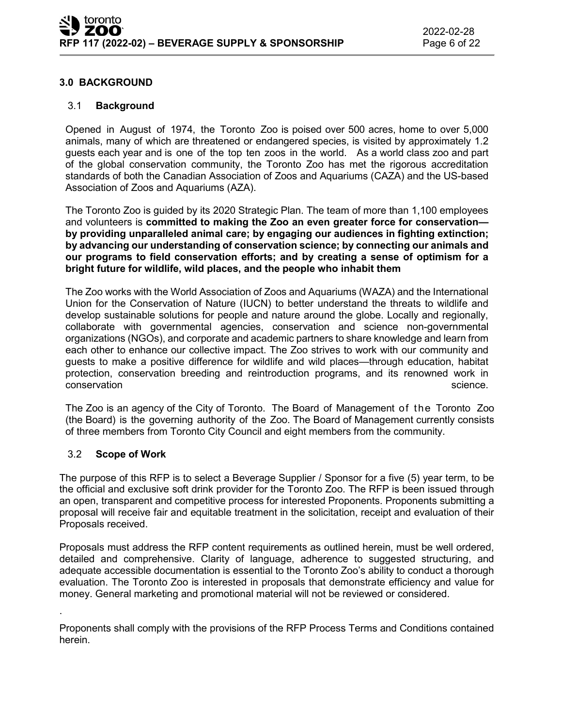## 3.0 BACKGROUND

### 3.1 Background

Opened in August of 1974, the Toronto Zoo is poised over 500 acres, home to over 5,000 animals, many of which are threatened or endangered species, is visited by approximately 1.2 guests each year and is one of the top ten zoos in the world. As a world class zoo and part of the global conservation community, the Toronto Zoo has met the rigorous accreditation standards of both the Canadian Association of Zoos and Aquariums (CAZA) and the US-based Association of Zoos and Aquariums (AZA).

The Toronto Zoo is guided by its 2020 Strategic Plan. The team of more than 1,100 employees and volunteers is **committed to making the Zoo an even greater force for conservation—by providing unparalleled animal care; by engaging our audiences in fighting extinction; by advancing our understanding of conservation science; by connecting our animals and our programs to field conservation efforts; and by creating a sense of optimism for a bright future for wildlife, wild places, and the people who inhabit them**

The Zoo works with the World Association of Zoos and Aquariums (WAZA) and the International Union for the Conservation of Nature (IUCN) to better understand the threats to wildlife and develop sustainable solutions for people and nature around the globe. Locally and regionally, collaborate with governmental agencies, conservation and science non-governmental organizations (NGOs), and corporate and academic partners to share knowledge and learn from each other to enhance our collective impact. The Zoo strives to work with our community and guests to make a positive difference for wildlife and wild places—through education, habitat protection, conservation breeding and reintroduction programs, and its renowned work in conservation science.

The Zoo is an agency of the City of Toronto. The Board of Management of the Toronto Zoo (the Board) is the governing authority of the Zoo. The Board of Management currently consists of three members from Toronto City Council and eight members from the community.

### 3.2 Scope of Work

The purpose of this RFP is to select a Beverage Supplier / Sponsor for a five (5) year term, to be the official and exclusive soft drink provider for the Toronto Zoo. The RFP is been issued through an open, transparent and competitive process for interested Proponents. Proponents submitting a proposal will receive fair and equitable treatment in the solicitation, receipt and evaluation of their Proposals received.

Proposals must address the RFP content requirements as outlined herein, must be well ordered, detailed and comprehensive. Clarity of language, adherence to suggested structuring, and adequate accessible documentation is essential to the Toronto Zoo's ability to conduct a thorough evaluation. The Toronto Zoo is interested in proposals that demonstrate efficiency and value for money. General marketing and promotional material will not be reviewed or considered.

.

Proponents shall comply with the provisions of the RFP Process Terms and Conditions contained herein.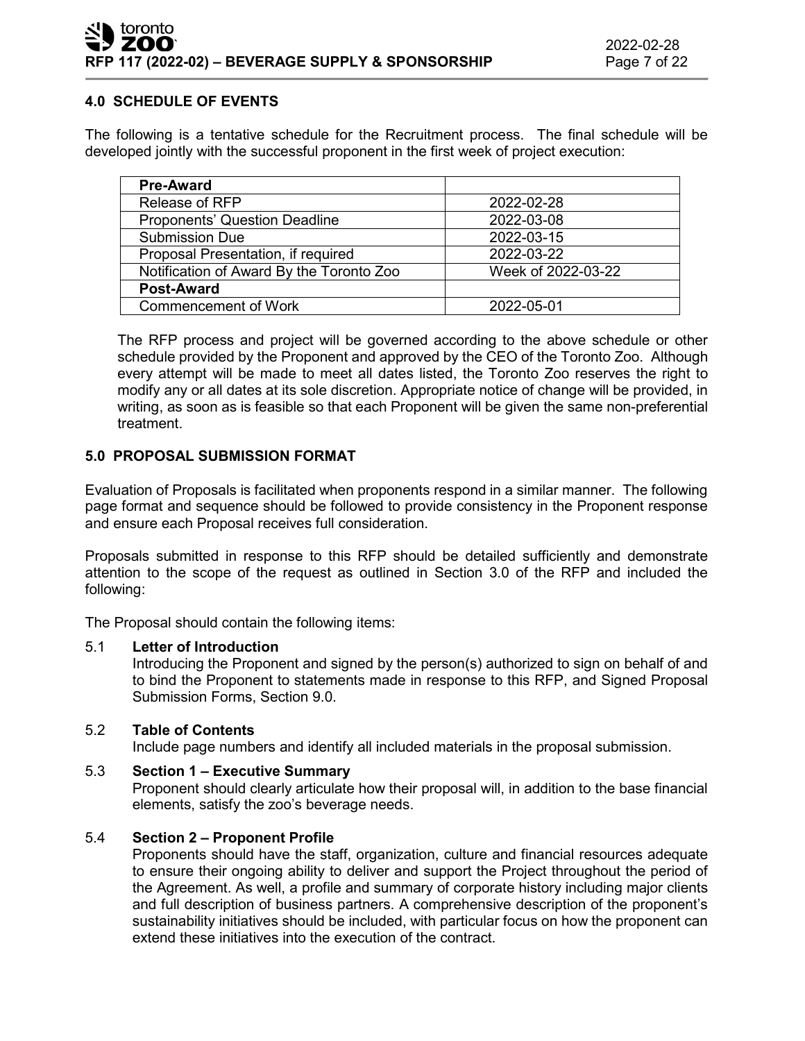## 4.0 SCHEDULE OF EVENTS

The following is a tentative schedule for the Recruitment process. The final schedule will be developed jointly with the successful proponent in the first week of project execution:

| **Pre-Award** | |
|---|---|
| Release of RFP | 2022-02-28 |
| Proponents' Question Deadline | 2022-03-08 |
| Submission Due | 2022-03-15 |
| Proposal Presentation, if required | 2022-03-22 |
| Notification of Award By the Toronto Zoo | Week of 2022-03-22 |
| **Post-Award** | |
| Commencement of Work | 2022-05-01 |

The RFP process and project will be governed according to the above schedule or other schedule provided by the Proponent and approved by the CEO of the Toronto Zoo. Although every attempt will be made to meet all dates listed, the Toronto Zoo reserves the right to modify any or all dates at its sole discretion. Appropriate notice of change will be provided, in writing, as soon as is feasible so that each Proponent will be given the same non-preferential treatment.

## 5.0 PROPOSAL SUBMISSION FORMAT

Evaluation of Proposals is facilitated when proponents respond in a similar manner. The following page format and sequence should be followed to provide consistency in the Proponent response and ensure each Proposal receives full consideration.

Proposals submitted in response to this RFP should be detailed sufficiently and demonstrate attention to the scope of the request as outlined in Section 3.0 of the RFP and included the following:

The Proposal should contain the following items:

5.1 **Letter of Introduction**
Introducing the Proponent and signed by the person(s) authorized to sign on behalf of and to bind the Proponent to statements made in response to this RFP, and Signed Proposal Submission Forms, Section 9.0.

5.2 **Table of Contents**
Include page numbers and identify all included materials in the proposal submission.

5.3 **Section 1 – Executive Summary**
Proponent should clearly articulate how their proposal will, in addition to the base financial elements, satisfy the zoo's beverage needs.

5.4 **Section 2 – Proponent Profile**
Proponents should have the staff, organization, culture and financial resources adequate to ensure their ongoing ability to deliver and support the Project throughout the period of the Agreement. As well, a profile and summary of corporate history including major clients and full description of business partners. A comprehensive description of the proponent's sustainability initiatives should be included, with particular focus on how the proponent can extend these initiatives into the execution of the contract.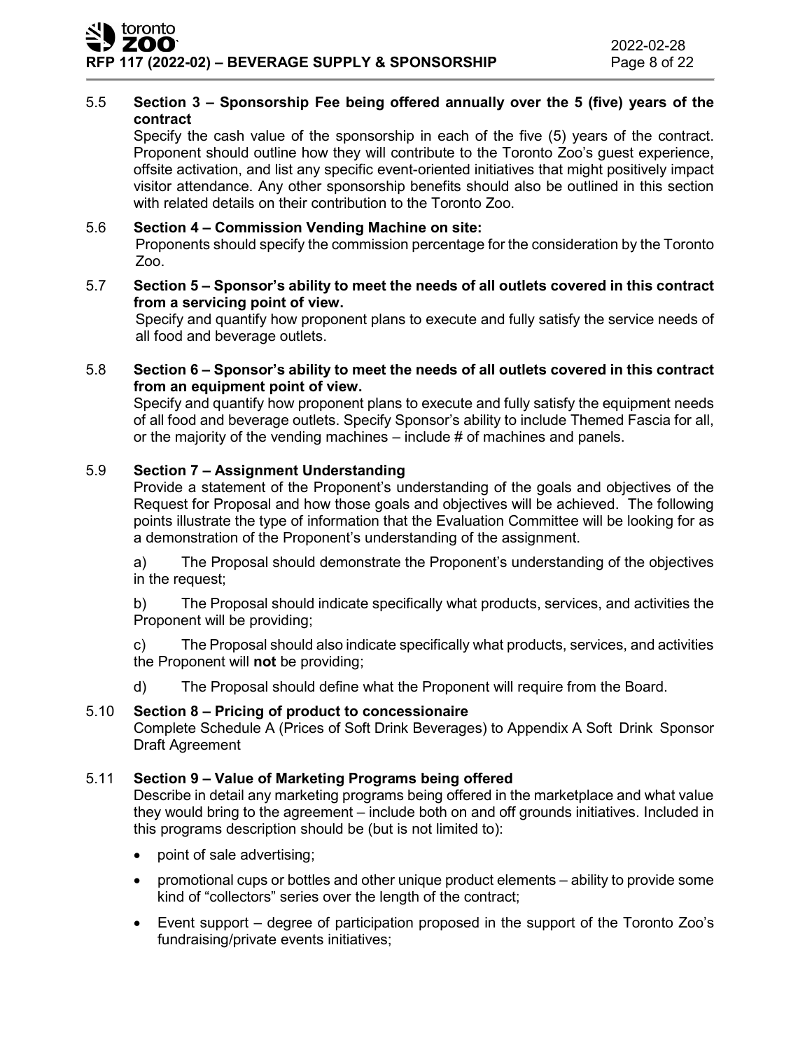5.5 **Section 3 – Sponsorship Fee being offered annually over the 5 (five) years of the contract**

Specify the cash value of the sponsorship in each of the five (5) years of the contract. Proponent should outline how they will contribute to the Toronto Zoo's guest experience, offsite activation, and list any specific event-oriented initiatives that might positively impact visitor attendance. Any other sponsorship benefits should also be outlined in this section with related details on their contribution to the Toronto Zoo.

5.6 **Section 4 – Commission Vending Machine on site:**

Proponents should specify the commission percentage for the consideration by the Toronto Zoo.

5.7 **Section 5 – Sponsor's ability to meet the needs of all outlets covered in this contract from a servicing point of view.**

Specify and quantify how proponent plans to execute and fully satisfy the service needs of all food and beverage outlets.

5.8 **Section 6 – Sponsor's ability to meet the needs of all outlets covered in this contract from an equipment point of view.**

Specify and quantify how proponent plans to execute and fully satisfy the equipment needs of all food and beverage outlets. Specify Sponsor's ability to include Themed Fascia for all, or the majority of the vending machines – include # of machines and panels.

5.9 **Section 7 – Assignment Understanding**

Provide a statement of the Proponent's understanding of the goals and objectives of the Request for Proposal and how those goals and objectives will be achieved. The following points illustrate the type of information that the Evaluation Committee will be looking for as a demonstration of the Proponent's understanding of the assignment.

a) The Proposal should demonstrate the Proponent's understanding of the objectives in the request;

b) The Proposal should indicate specifically what products, services, and activities the Proponent will be providing;

c) The Proposal should also indicate specifically what products, services, and activities the Proponent will **not** be providing;

d) The Proposal should define what the Proponent will require from the Board.

5.10 **Section 8 – Pricing of product to concessionaire**

Complete Schedule A (Prices of Soft Drink Beverages) to Appendix A Soft Drink Sponsor Draft Agreement

5.11 **Section 9 – Value of Marketing Programs being offered**

Describe in detail any marketing programs being offered in the marketplace and what value they would bring to the agreement – include both on and off grounds initiatives. Included in this programs description should be (but is not limited to):

- point of sale advertising;
- promotional cups or bottles and other unique product elements – ability to provide some kind of "collectors" series over the length of the contract;
- Event support – degree of participation proposed in the support of the Toronto Zoo's fundraising/private events initiatives;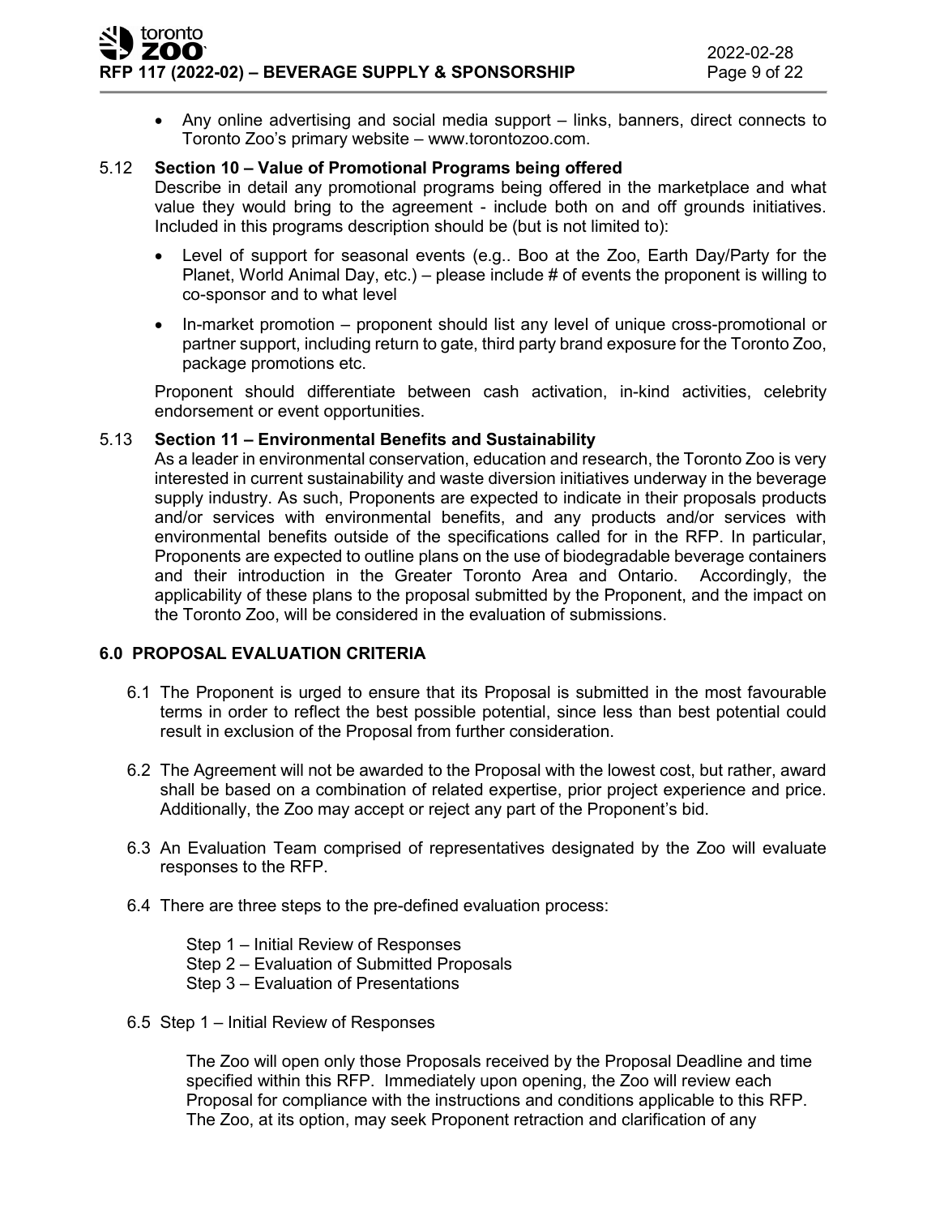- Any online advertising and social media support – links, banners, direct connects to Toronto Zoo's primary website – www.torontozoo.com.

5.12 **Section 10 – Value of Promotional Programs being offered**

Describe in detail any promotional programs being offered in the marketplace and what value they would bring to the agreement - include both on and off grounds initiatives. Included in this programs description should be (but is not limited to):

- Level of support for seasonal events (e.g.. Boo at the Zoo, Earth Day/Party for the Planet, World Animal Day, etc.) – please include # of events the proponent is willing to co-sponsor and to what level
- In-market promotion – proponent should list any level of unique cross-promotional or partner support, including return to gate, third party brand exposure for the Toronto Zoo, package promotions etc.

Proponent should differentiate between cash activation, in-kind activities, celebrity endorsement or event opportunities.

5.13 **Section 11 – Environmental Benefits and Sustainability**

As a leader in environmental conservation, education and research, the Toronto Zoo is very interested in current sustainability and waste diversion initiatives underway in the beverage supply industry. As such, Proponents are expected to indicate in their proposals products and/or services with environmental benefits, and any products and/or services with environmental benefits outside of the specifications called for in the RFP. In particular, Proponents are expected to outline plans on the use of biodegradable beverage containers and their introduction in the Greater Toronto Area and Ontario. Accordingly, the applicability of these plans to the proposal submitted by the Proponent, and the impact on the Toronto Zoo, will be considered in the evaluation of submissions.

## 6.0 PROPOSAL EVALUATION CRITERIA

6.1 The Proponent is urged to ensure that its Proposal is submitted in the most favourable terms in order to reflect the best possible potential, since less than best potential could result in exclusion of the Proposal from further consideration.

6.2 The Agreement will not be awarded to the Proposal with the lowest cost, but rather, award shall be based on a combination of related expertise, prior project experience and price. Additionally, the Zoo may accept or reject any part of the Proponent's bid.

6.3 An Evaluation Team comprised of representatives designated by the Zoo will evaluate responses to the RFP.

6.4 There are three steps to the pre-defined evaluation process:

Step 1 – Initial Review of Responses
Step 2 – Evaluation of Submitted Proposals
Step 3 – Evaluation of Presentations

6.5 Step 1 – Initial Review of Responses

The Zoo will open only those Proposals received by the Proposal Deadline and time specified within this RFP. Immediately upon opening, the Zoo will review each Proposal for compliance with the instructions and conditions applicable to this RFP. The Zoo, at its option, may seek Proponent retraction and clarification of any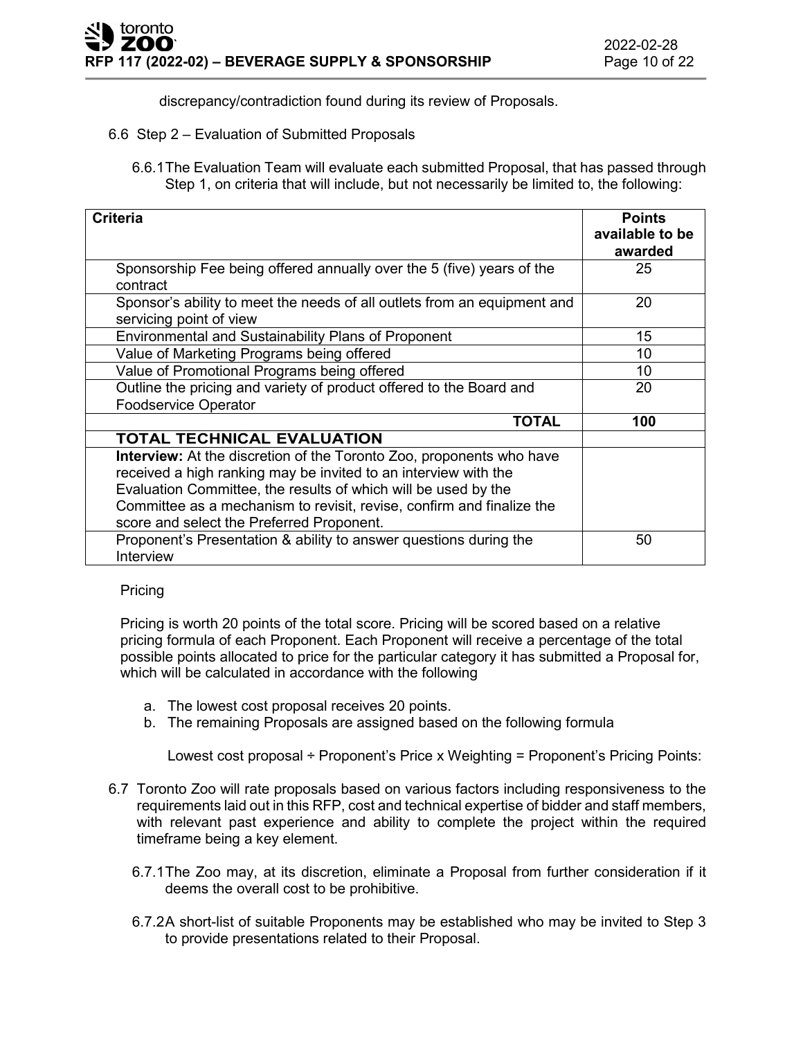discrepancy/contradiction found during its review of Proposals.

6.6 Step 2 – Evaluation of Submitted Proposals

6.6.1 The Evaluation Team will evaluate each submitted Proposal, that has passed through Step 1, on criteria that will include, but not necessarily be limited to, the following:

| **Criteria** | **Points available to be awarded** |
|---|---|
| Sponsorship Fee being offered annually over the 5 (five) years of the contract | 25 |
| Sponsor's ability to meet the needs of all outlets from an equipment and servicing point of view | 20 |
| Environmental and Sustainability Plans of Proponent | 15 |
| Value of Marketing Programs being offered | 10 |
| Value of Promotional Programs being offered | 10 |
| Outline the pricing and variety of product offered to the Board and Foodservice Operator | 20 |
| **TOTAL** | **100** |
| **TOTAL TECHNICAL EVALUATION** | |
| **Interview:** At the discretion of the Toronto Zoo, proponents who have received a high ranking may be invited to an interview with the Evaluation Committee, the results of which will be used by the Committee as a mechanism to revisit, revise, confirm and finalize the score and select the Preferred Proponent. | |
| Proponent's Presentation & ability to answer questions during the Interview | 50 |

Pricing

Pricing is worth 20 points of the total score. Pricing will be scored based on a relative pricing formula of each Proponent. Each Proponent will receive a percentage of the total possible points allocated to price for the particular category it has submitted a Proposal for, which will be calculated in accordance with the following

a. The lowest cost proposal receives 20 points.
b. The remaining Proposals are assigned based on the following formula

Lowest cost proposal ÷ Proponent's Price x Weighting = Proponent's Pricing Points:

6.7 Toronto Zoo will rate proposals based on various factors including responsiveness to the requirements laid out in this RFP, cost and technical expertise of bidder and staff members, with relevant past experience and ability to complete the project within the required timeframe being a key element.

6.7.1 The Zoo may, at its discretion, eliminate a Proposal from further consideration if it deems the overall cost to be prohibitive.

6.7.2 A short-list of suitable Proponents may be established who may be invited to Step 3 to provide presentations related to their Proposal.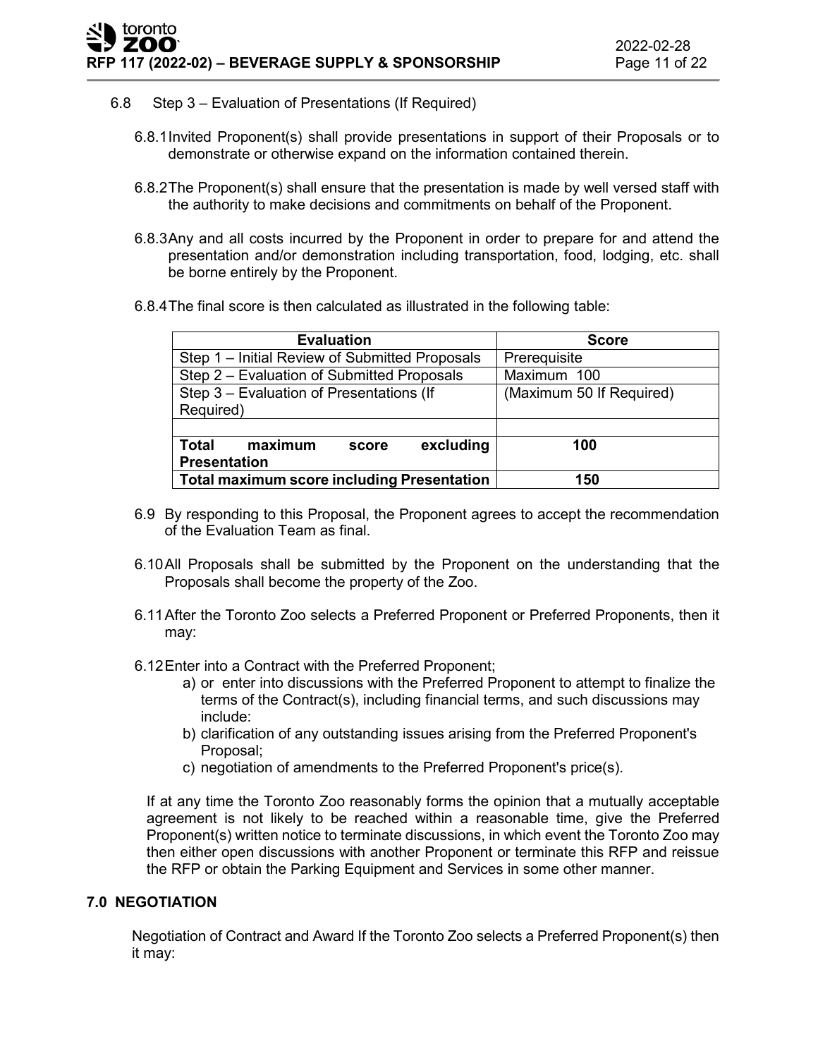6.8 Step 3 – Evaluation of Presentations (If Required)

6.8.1 Invited Proponent(s) shall provide presentations in support of their Proposals or to demonstrate or otherwise expand on the information contained therein.

6.8.2 The Proponent(s) shall ensure that the presentation is made by well versed staff with the authority to make decisions and commitments on behalf of the Proponent.

6.8.3 Any and all costs incurred by the Proponent in order to prepare for and attend the presentation and/or demonstration including transportation, food, lodging, etc. shall be borne entirely by the Proponent.

6.8.4 The final score is then calculated as illustrated in the following table:

| Evaluation | Score |
|---|---|
| Step 1 – Initial Review of Submitted Proposals | Prerequisite |
| Step 2 – Evaluation of Submitted Proposals | Maximum 100 |
| Step 3 – Evaluation of Presentations (If Required) | (Maximum 50 If Required) |
| | |
| **Total maximum score excluding Presentation** | **100** |
| **Total maximum score including Presentation** | **150** |

6.9 By responding to this Proposal, the Proponent agrees to accept the recommendation of the Evaluation Team as final.

6.10 All Proposals shall be submitted by the Proponent on the understanding that the Proposals shall become the property of the Zoo.

6.11 After the Toronto Zoo selects a Preferred Proponent or Preferred Proponents, then it may:

6.12 Enter into a Contract with the Preferred Proponent;

a) or enter into discussions with the Preferred Proponent to attempt to finalize the terms of the Contract(s), including financial terms, and such discussions may include:
b) clarification of any outstanding issues arising from the Preferred Proponent's Proposal;
c) negotiation of amendments to the Preferred Proponent's price(s).

If at any time the Toronto Zoo reasonably forms the opinion that a mutually acceptable agreement is not likely to be reached within a reasonable time, give the Preferred Proponent(s) written notice to terminate discussions, in which event the Toronto Zoo may then either open discussions with another Proponent or terminate this RFP and reissue the RFP or obtain the Parking Equipment and Services in some other manner.

## 7.0 NEGOTIATION

Negotiation of Contract and Award If the Toronto Zoo selects a Preferred Proponent(s) then it may: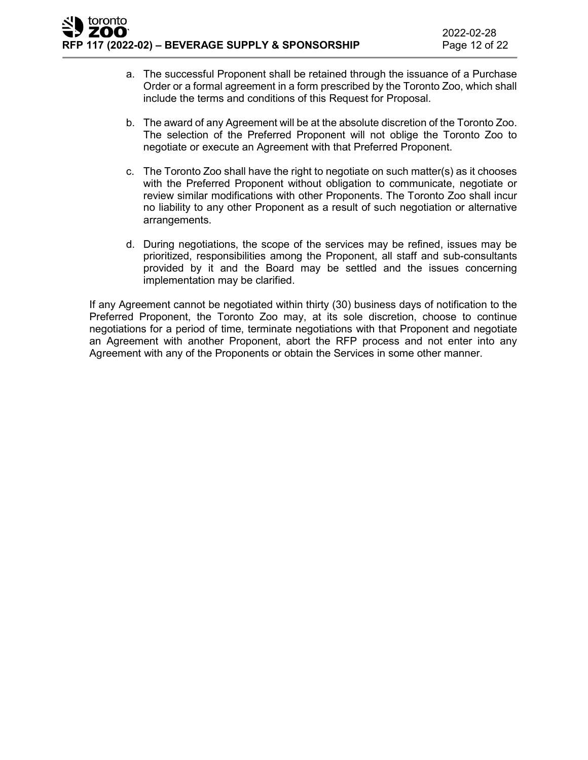a. The successful Proponent shall be retained through the issuance of a Purchase Order or a formal agreement in a form prescribed by the Toronto Zoo, which shall include the terms and conditions of this Request for Proposal.

b. The award of any Agreement will be at the absolute discretion of the Toronto Zoo. The selection of the Preferred Proponent will not oblige the Toronto Zoo to negotiate or execute an Agreement with that Preferred Proponent.

c. The Toronto Zoo shall have the right to negotiate on such matter(s) as it chooses with the Preferred Proponent without obligation to communicate, negotiate or review similar modifications with other Proponents. The Toronto Zoo shall incur no liability to any other Proponent as a result of such negotiation or alternative arrangements.

d. During negotiations, the scope of the services may be refined, issues may be prioritized, responsibilities among the Proponent, all staff and sub-consultants provided by it and the Board may be settled and the issues concerning implementation may be clarified.

If any Agreement cannot be negotiated within thirty (30) business days of notification to the Preferred Proponent, the Toronto Zoo may, at its sole discretion, choose to continue negotiations for a period of time, terminate negotiations with that Proponent and negotiate an Agreement with another Proponent, abort the RFP process and not enter into any Agreement with any of the Proponents or obtain the Services in some other manner.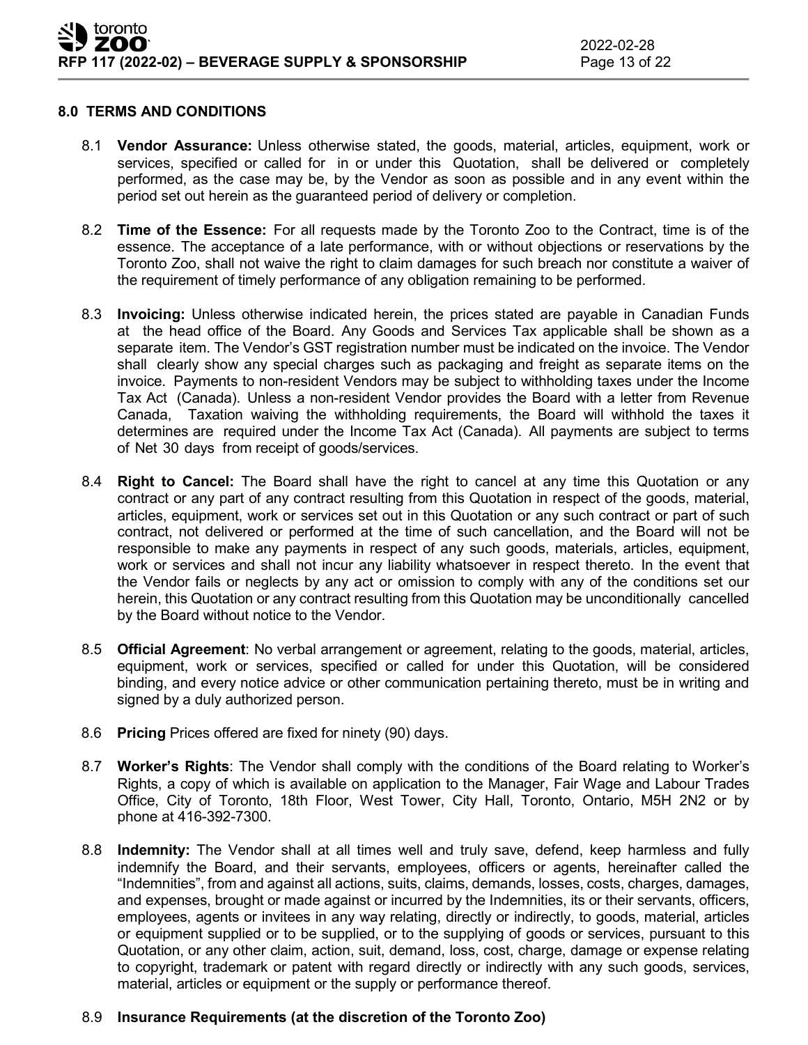## 8.0 TERMS AND CONDITIONS

8.1 **Vendor Assurance:** Unless otherwise stated, the goods, material, articles, equipment, work or services, specified or called for in or under this Quotation, shall be delivered or completely performed, as the case may be, by the Vendor as soon as possible and in any event within the period set out herein as the guaranteed period of delivery or completion.

8.2 **Time of the Essence:** For all requests made by the Toronto Zoo to the Contract, time is of the essence. The acceptance of a late performance, with or without objections or reservations by the Toronto Zoo, shall not waive the right to claim damages for such breach nor constitute a waiver of the requirement of timely performance of any obligation remaining to be performed.

8.3 **Invoicing:** Unless otherwise indicated herein, the prices stated are payable in Canadian Funds at the head office of the Board. Any Goods and Services Tax applicable shall be shown as a separate item. The Vendor's GST registration number must be indicated on the invoice. The Vendor shall clearly show any special charges such as packaging and freight as separate items on the invoice. Payments to non-resident Vendors may be subject to withholding taxes under the Income Tax Act (Canada). Unless a non-resident Vendor provides the Board with a letter from Revenue Canada, Taxation waiving the withholding requirements, the Board will withhold the taxes it determines are required under the Income Tax Act (Canada). All payments are subject to terms of Net 30 days from receipt of goods/services.

8.4 **Right to Cancel:** The Board shall have the right to cancel at any time this Quotation or any contract or any part of any contract resulting from this Quotation in respect of the goods, material, articles, equipment, work or services set out in this Quotation or any such contract or part of such contract, not delivered or performed at the time of such cancellation, and the Board will not be responsible to make any payments in respect of any such goods, materials, articles, equipment, work or services and shall not incur any liability whatsoever in respect thereto. In the event that the Vendor fails or neglects by any act or omission to comply with any of the conditions set our herein, this Quotation or any contract resulting from this Quotation may be unconditionally cancelled by the Board without notice to the Vendor.

8.5 **Official Agreement**: No verbal arrangement or agreement, relating to the goods, material, articles, equipment, work or services, specified or called for under this Quotation, will be considered binding, and every notice advice or other communication pertaining thereto, must be in writing and signed by a duly authorized person.

8.6 **Pricing** Prices offered are fixed for ninety (90) days.

8.7 **Worker's Rights**: The Vendor shall comply with the conditions of the Board relating to Worker's Rights, a copy of which is available on application to the Manager, Fair Wage and Labour Trades Office, City of Toronto, 18th Floor, West Tower, City Hall, Toronto, Ontario, M5H 2N2 or by phone at 416-392-7300.

8.8 **Indemnity:** The Vendor shall at all times well and truly save, defend, keep harmless and fully indemnify the Board, and their servants, employees, officers or agents, hereinafter called the "Indemnities", from and against all actions, suits, claims, demands, losses, costs, charges, damages, and expenses, brought or made against or incurred by the Indemnities, its or their servants, officers, employees, agents or invitees in any way relating, directly or indirectly, to goods, material, articles or equipment supplied or to be supplied, or to the supplying of goods or services, pursuant to this Quotation, or any other claim, action, suit, demand, loss, cost, charge, damage or expense relating to copyright, trademark or patent with regard directly or indirectly with any such goods, services, material, articles or equipment or the supply or performance thereof.

8.9 **Insurance Requirements (at the discretion of the Toronto Zoo)**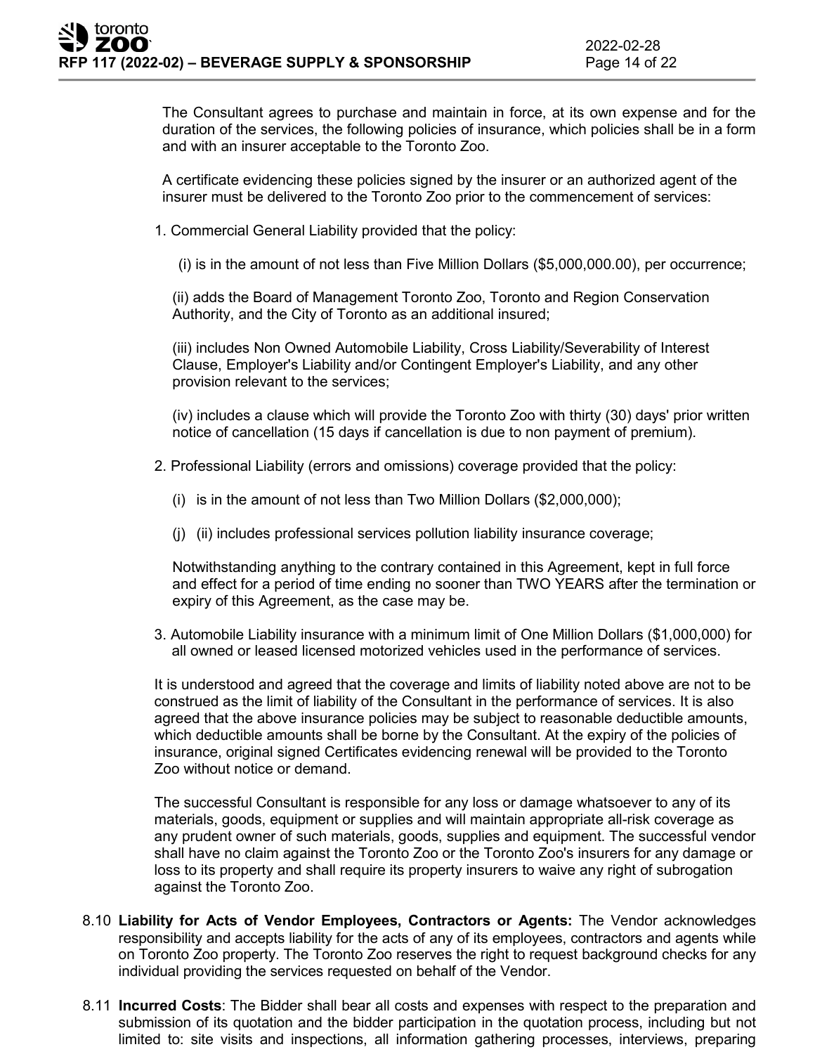The Consultant agrees to purchase and maintain in force, at its own expense and for the duration of the services, the following policies of insurance, which policies shall be in a form and with an insurer acceptable to the Toronto Zoo.

A certificate evidencing these policies signed by the insurer or an authorized agent of the insurer must be delivered to the Toronto Zoo prior to the commencement of services:

1. Commercial General Liability provided that the policy:

   (i) is in the amount of not less than Five Million Dollars ($5,000,000.00), per occurrence;

   (ii) adds the Board of Management Toronto Zoo, Toronto and Region Conservation Authority, and the City of Toronto as an additional insured;

   (iii) includes Non Owned Automobile Liability, Cross Liability/Severability of Interest Clause, Employer's Liability and/or Contingent Employer's Liability, and any other provision relevant to the services;

   (iv) includes a clause which will provide the Toronto Zoo with thirty (30) days' prior written notice of cancellation (15 days if cancellation is due to non payment of premium).

2. Professional Liability (errors and omissions) coverage provided that the policy:

   (i) is in the amount of not less than Two Million Dollars ($2,000,000);

   (j) (ii) includes professional services pollution liability insurance coverage;

   Notwithstanding anything to the contrary contained in this Agreement, kept in full force and effect for a period of time ending no sooner than TWO YEARS after the termination or expiry of this Agreement, as the case may be.

3. Automobile Liability insurance with a minimum limit of One Million Dollars ($1,000,000) for all owned or leased licensed motorized vehicles used in the performance of services.

It is understood and agreed that the coverage and limits of liability noted above are not to be construed as the limit of liability of the Consultant in the performance of services. It is also agreed that the above insurance policies may be subject to reasonable deductible amounts, which deductible amounts shall be borne by the Consultant. At the expiry of the policies of insurance, original signed Certificates evidencing renewal will be provided to the Toronto Zoo without notice or demand.

The successful Consultant is responsible for any loss or damage whatsoever to any of its materials, goods, equipment or supplies and will maintain appropriate all-risk coverage as any prudent owner of such materials, goods, supplies and equipment. The successful vendor shall have no claim against the Toronto Zoo or the Toronto Zoo's insurers for any damage or loss to its property and shall require its property insurers to waive any right of subrogation against the Toronto Zoo.

8.10 **Liability for Acts of Vendor Employees, Contractors or Agents:** The Vendor acknowledges responsibility and accepts liability for the acts of any of its employees, contractors and agents while on Toronto Zoo property. The Toronto Zoo reserves the right to request background checks for any individual providing the services requested on behalf of the Vendor.

8.11 **Incurred Costs**: The Bidder shall bear all costs and expenses with respect to the preparation and submission of its quotation and the bidder participation in the quotation process, including but not limited to: site visits and inspections, all information gathering processes, interviews, preparing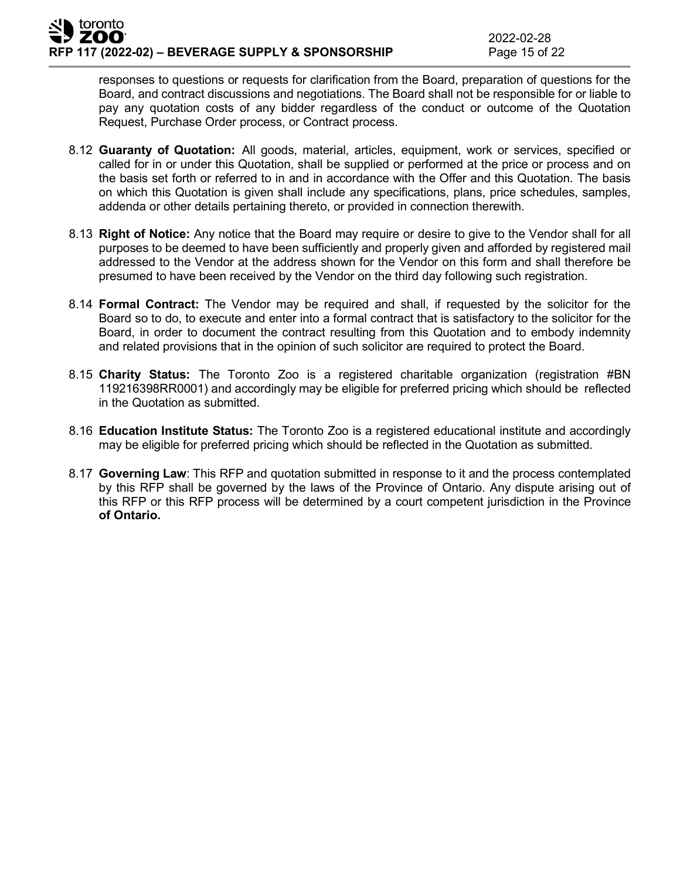responses to questions or requests for clarification from the Board, preparation of questions for the Board, and contract discussions and negotiations. The Board shall not be responsible for or liable to pay any quotation costs of any bidder regardless of the conduct or outcome of the Quotation Request, Purchase Order process, or Contract process.

8.12 **Guaranty of Quotation:** All goods, material, articles, equipment, work or services, specified or called for in or under this Quotation, shall be supplied or performed at the price or process and on the basis set forth or referred to in and in accordance with the Offer and this Quotation. The basis on which this Quotation is given shall include any specifications, plans, price schedules, samples, addenda or other details pertaining thereto, or provided in connection therewith.

8.13 **Right of Notice:** Any notice that the Board may require or desire to give to the Vendor shall for all purposes to be deemed to have been sufficiently and properly given and afforded by registered mail addressed to the Vendor at the address shown for the Vendor on this form and shall therefore be presumed to have been received by the Vendor on the third day following such registration.

8.14 **Formal Contract:** The Vendor may be required and shall, if requested by the solicitor for the Board so to do, to execute and enter into a formal contract that is satisfactory to the solicitor for the Board, in order to document the contract resulting from this Quotation and to embody indemnity and related provisions that in the opinion of such solicitor are required to protect the Board.

8.15 **Charity Status:** The Toronto Zoo is a registered charitable organization (registration #BN 119216398RR0001) and accordingly may be eligible for preferred pricing which should be reflected in the Quotation as submitted.

8.16 **Education Institute Status:** The Toronto Zoo is a registered educational institute and accordingly may be eligible for preferred pricing which should be reflected in the Quotation as submitted.

8.17 **Governing Law**: This RFP and quotation submitted in response to it and the process contemplated by this RFP shall be governed by the laws of the Province of Ontario. Any dispute arising out of this RFP or this RFP process will be determined by a court competent jurisdiction in the Province **of Ontario.**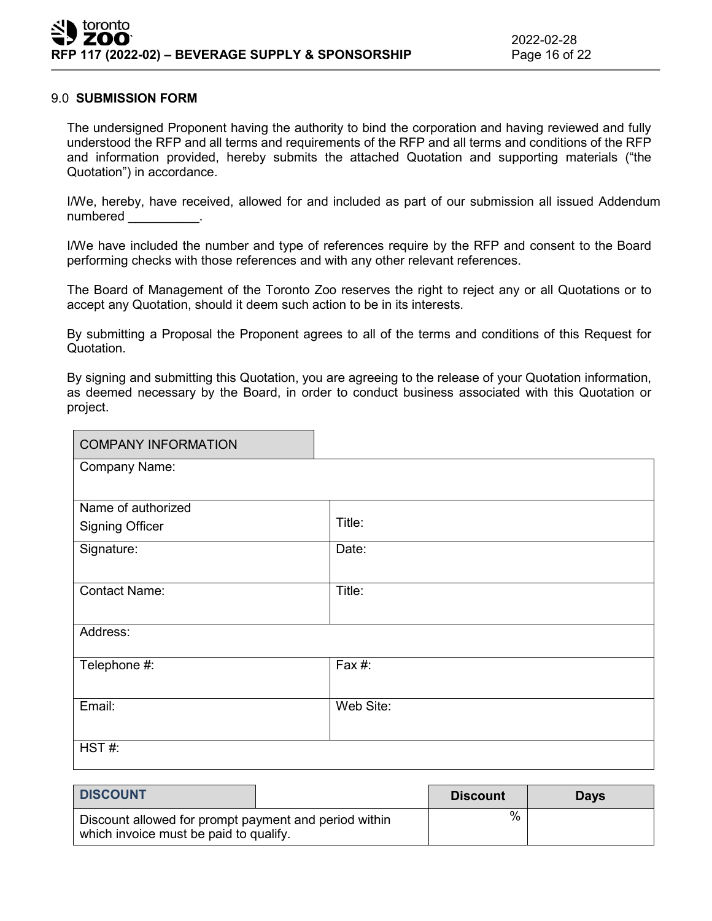## 9.0 **SUBMISSION FORM**

The undersigned Proponent having the authority to bind the corporation and having reviewed and fully understood the RFP and all terms and requirements of the RFP and all terms and conditions of the RFP and information provided, hereby submits the attached Quotation and supporting materials ("the Quotation") in accordance.

I/We, hereby, have received, allowed for and included as part of our submission all issued Addendum numbered __________.

I/We have included the number and type of references require by the RFP and consent to the Board performing checks with those references and with any other relevant references.

The Board of Management of the Toronto Zoo reserves the right to reject any or all Quotations or to accept any Quotation, should it deem such action to be in its interests.

By submitting a Proposal the Proponent agrees to all of the terms and conditions of this Request for Quotation.

By signing and submitting this Quotation, you are agreeing to the release of your Quotation information, as deemed necessary by the Board, in order to conduct business associated with this Quotation or project.

| COMPANY INFORMATION | |
|---|---|
| Company Name: | |
| Name of authorized Signing Officer | Title: |
| Signature: | Date: |
| Contact Name: | Title: |
| Address: | |
| Telephone #: | Fax #: |
| Email: | Web Site: |
| HST #: | |

| **DISCOUNT** | Discount | Days |
|---|---|---|
| Discount allowed for prompt payment and period within which invoice must be paid to qualify. | % | |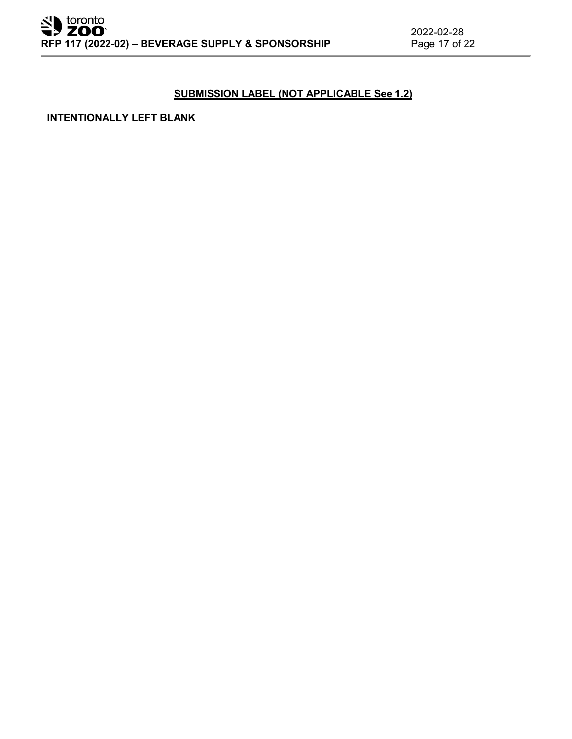## SUBMISSION LABEL (NOT APPLICABLE See 1.2)

**INTENTIONALLY LEFT BLANK**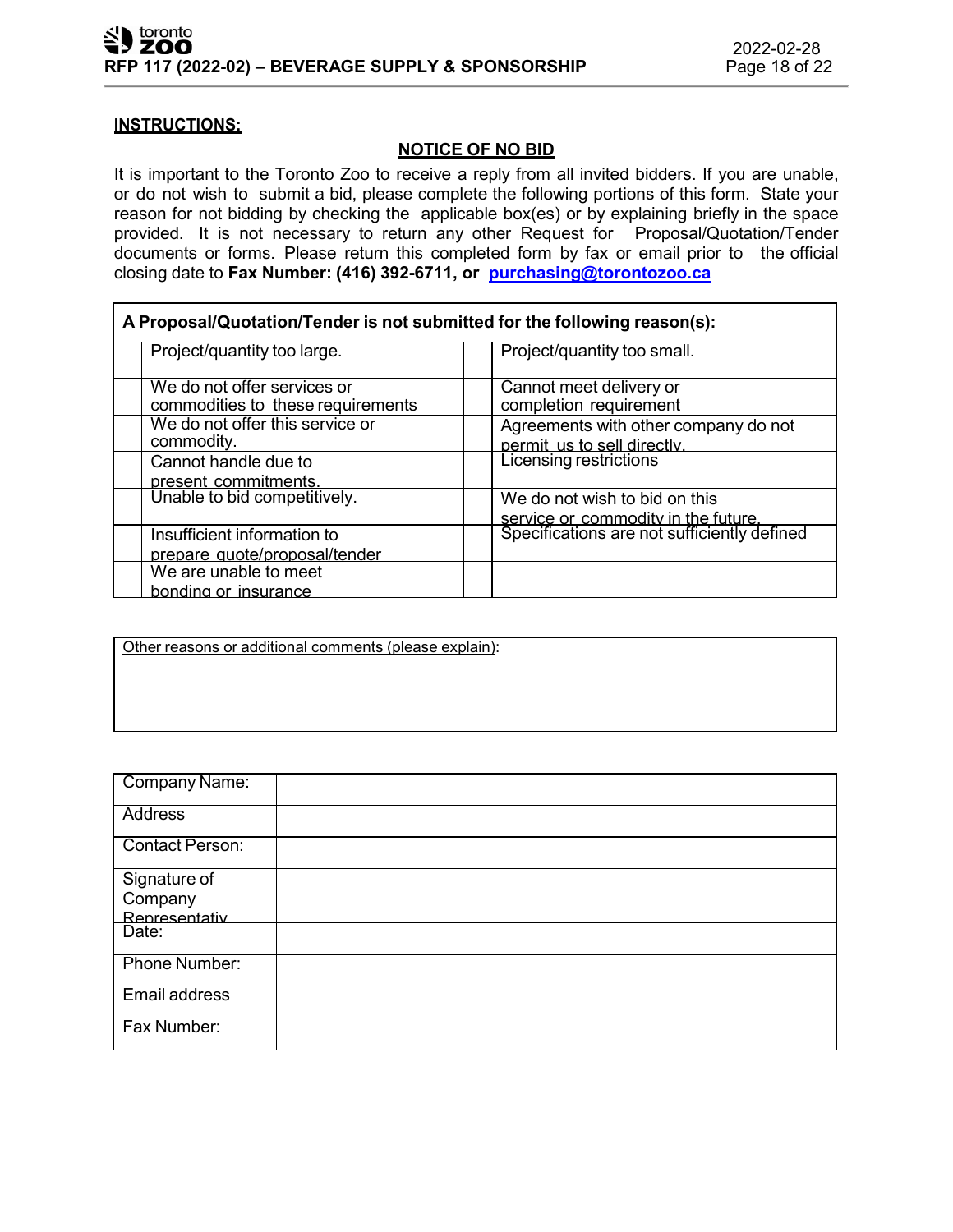**INSTRUCTIONS:**

**NOTICE OF NO BID**

It is important to the Toronto Zoo to receive a reply from all invited bidders. If you are unable, or do not wish to submit a bid, please complete the following portions of this form. State your reason for not bidding by checking the applicable box(es) or by explaining briefly in the space provided. It is not necessary to return any other Request for Proposal/Quotation/Tender documents or forms. Please return this completed form by fax or email prior to the official closing date to **Fax Number: (416) 392-6711, or purchasing@torontozoo.ca**

| **A Proposal/Quotation/Tender is not submitted for the following reason(s):** | | | |
|---|---|---|---|
| | Project/quantity too large. | | Project/quantity too small. |
| | We do not offer services or commodities to these requirements | | Cannot meet delivery or completion requirement |
| | We do not offer this service or commodity. | | Agreements with other company do not permit us to sell directly. |
| | Cannot handle due to present commitments. | | Licensing restrictions |
| | Unable to bid competitively. | | We do not wish to bid on this service or commodity in the future. |
| | Insufficient information to prepare quote/proposal/tender | | Specifications are not sufficiently defined |
| | We are unable to meet bonding or insurance | | |

Other reasons or additional comments (please explain):

| | |
|---|---|
| Company Name: | |
| Address | |
| Contact Person: | |
| Signature of Company Representative | |
| Date: | |
| Phone Number: | |
| Email address | |
| Fax Number: | |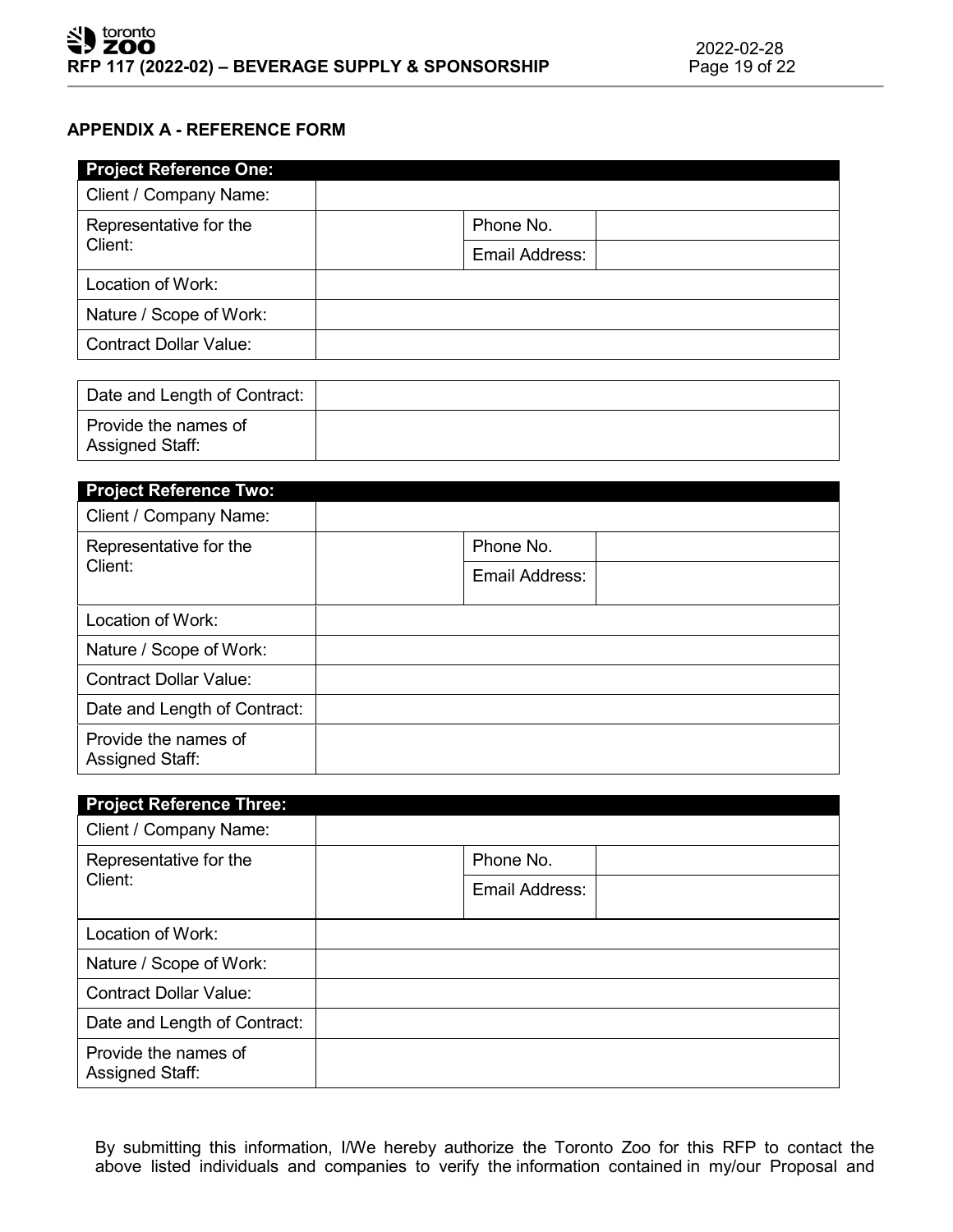## APPENDIX A - REFERENCE FORM

| Project Reference One: | | | |
|---|---|---|---|
| Client / Company Name: | | | |
| Representative for the Client: | | Phone No. | |
| | | Email Address: | |
| Location of Work: | | | |
| Nature / Scope of Work: | | | |
| Contract Dollar Value: | | | |
| Date and Length of Contract: | | | |
| Provide the names of Assigned Staff: | | | |

| Project Reference Two: | | | |
|---|---|---|---|
| Client / Company Name: | | | |
| Representative for the Client: | | Phone No. | |
| | | Email Address: | |
| Location of Work: | | | |
| Nature / Scope of Work: | | | |
| Contract Dollar Value: | | | |
| Date and Length of Contract: | | | |
| Provide the names of Assigned Staff: | | | |

| Project Reference Three: | | | |
|---|---|---|---|
| Client / Company Name: | | | |
| Representative for the Client: | | Phone No. | |
| | | Email Address: | |
| Location of Work: | | | |
| Nature / Scope of Work: | | | |
| Contract Dollar Value: | | | |
| Date and Length of Contract: | | | |
| Provide the names of Assigned Staff: | | | |

By submitting this information, I/We hereby authorize the Toronto Zoo for this RFP to contact the above listed individuals and companies to verify the information contained in my/our Proposal and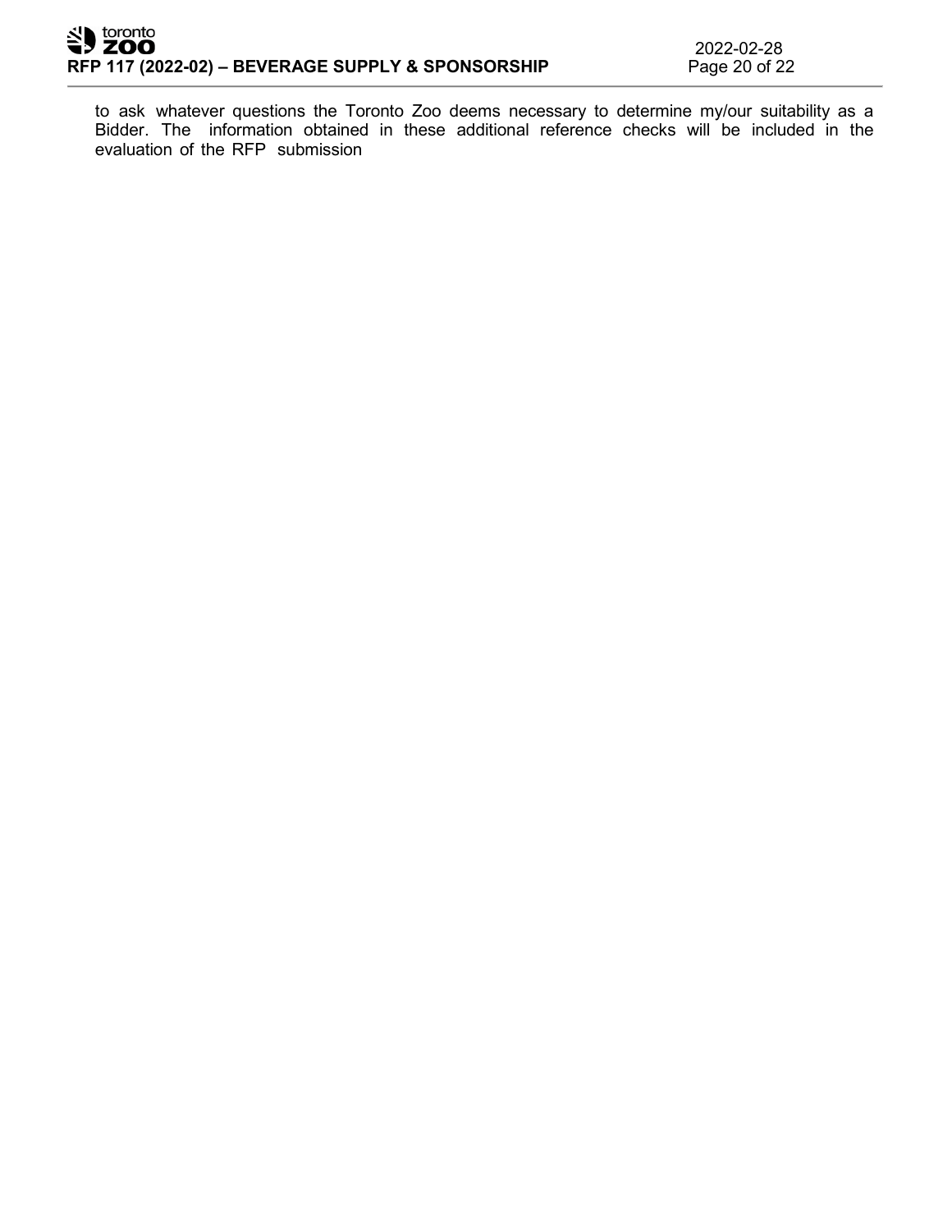to ask whatever questions the Toronto Zoo deems necessary to determine my/our suitability as a Bidder. The information obtained in these additional reference checks will be included in the evaluation of the RFP submission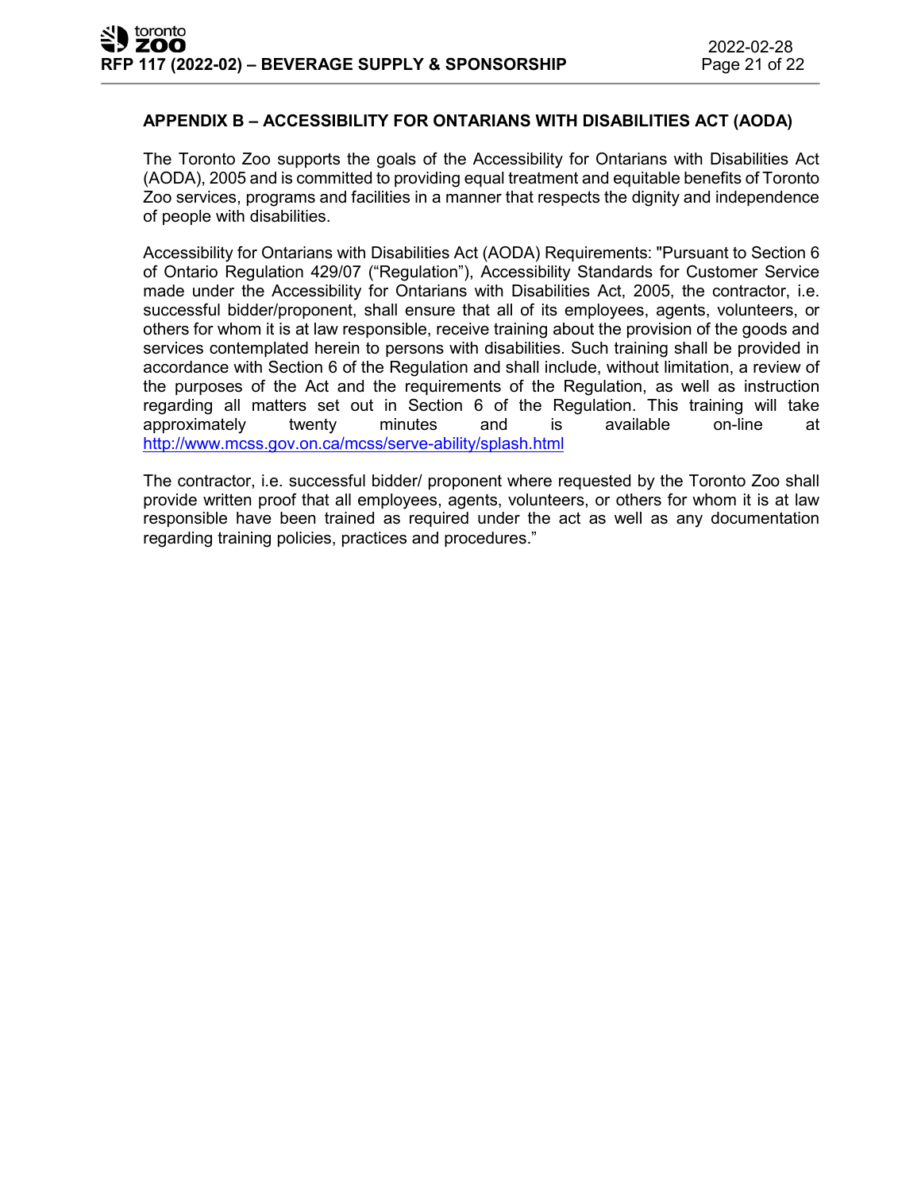## APPENDIX B – ACCESSIBILITY FOR ONTARIANS WITH DISABILITIES ACT (AODA)

The Toronto Zoo supports the goals of the Accessibility for Ontarians with Disabilities Act (AODA), 2005 and is committed to providing equal treatment and equitable benefits of Toronto Zoo services, programs and facilities in a manner that respects the dignity and independence of people with disabilities.

Accessibility for Ontarians with Disabilities Act (AODA) Requirements: "Pursuant to Section 6 of Ontario Regulation 429/07 ("Regulation"), Accessibility Standards for Customer Service made under the Accessibility for Ontarians with Disabilities Act, 2005, the contractor, i.e. successful bidder/proponent, shall ensure that all of its employees, agents, volunteers, or others for whom it is at law responsible, receive training about the provision of the goods and services contemplated herein to persons with disabilities. Such training shall be provided in accordance with Section 6 of the Regulation and shall include, without limitation, a review of the purposes of the Act and the requirements of the Regulation, as well as instruction regarding all matters set out in Section 6 of the Regulation. This training will take approximately twenty minutes and is available on-line at [http://www.mcss.gov.on.ca/mcss/serve-ability/splash.html](http://www.mcss.gov.on.ca/mcss/serve-ability/splash.html)

The contractor, i.e. successful bidder/ proponent where requested by the Toronto Zoo shall provide written proof that all employees, agents, volunteers, or others for whom it is at law responsible have been trained as required under the act as well as any documentation regarding training policies, practices and procedures."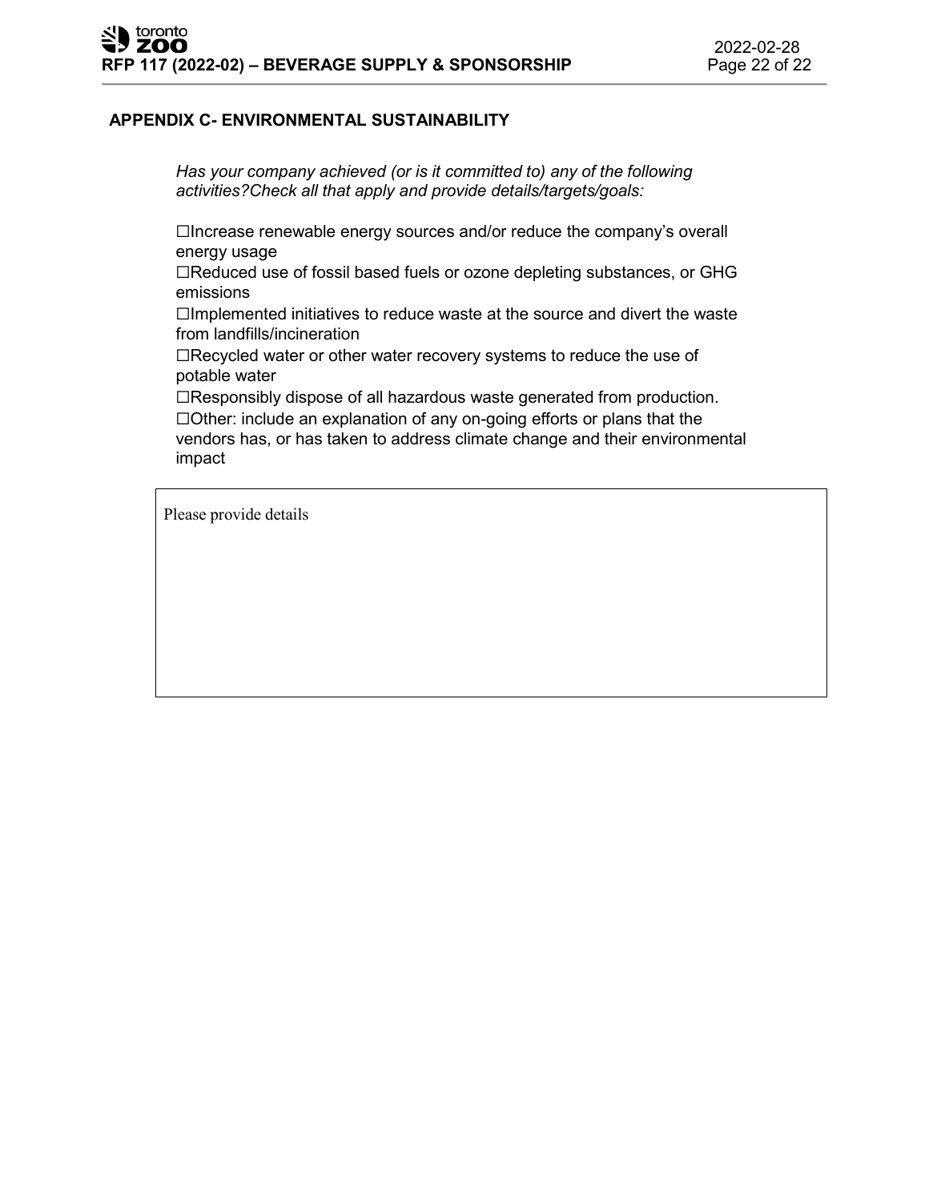## APPENDIX C- ENVIRONMENTAL SUSTAINABILITY

*Has your company achieved (or is it committed to) any of the following activities?Check all that apply and provide details/targets/goals:*

☐Increase renewable energy sources and/or reduce the company's overall energy usage
☐Reduced use of fossil based fuels or ozone depleting substances, or GHG emissions
☐Implemented initiatives to reduce waste at the source and divert the waste from landfills/incineration
☐Recycled water or other water recovery systems to reduce the use of potable water
☐Responsibly dispose of all hazardous waste generated from production.
☐Other: include an explanation of any on-going efforts or plans that the vendors has, or has taken to address climate change and their environmental impact

| |
|---|
| Please provide details |